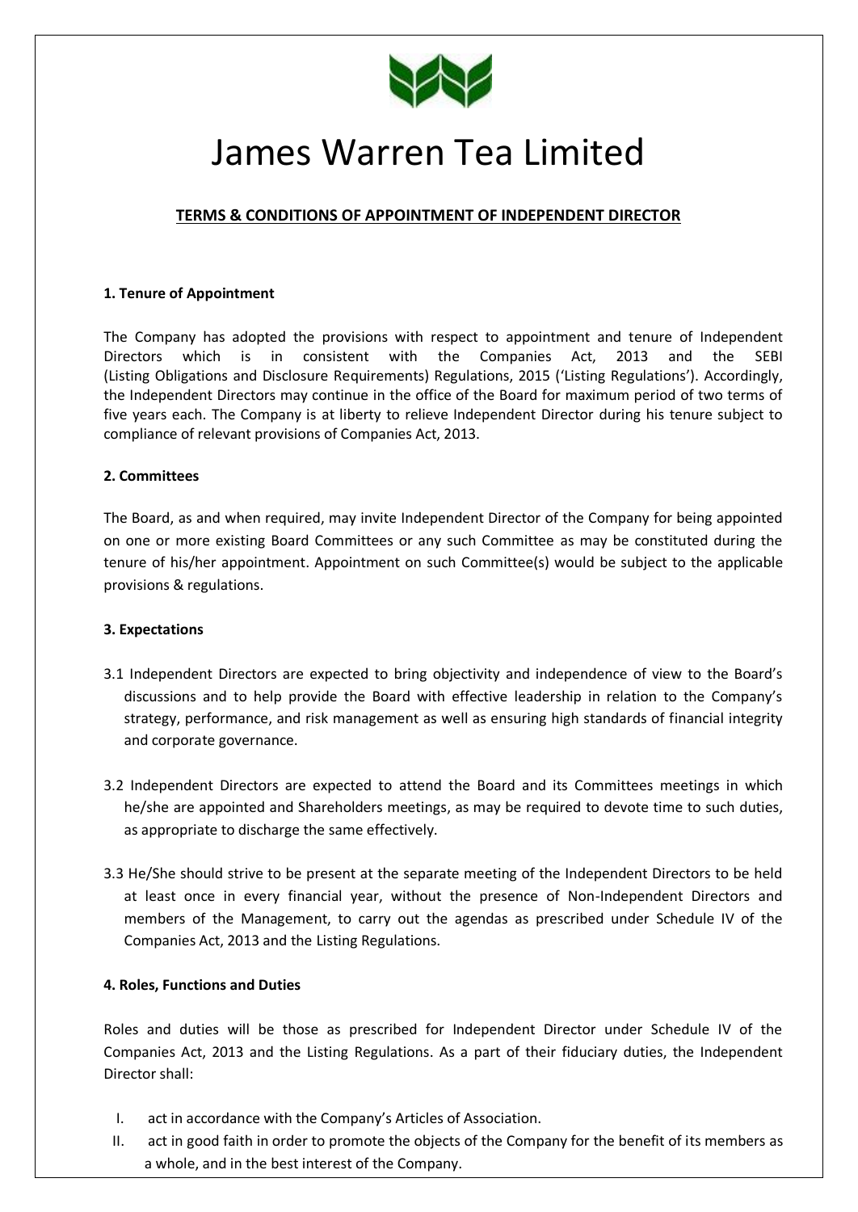# James Warren Tea Limited

## TERMS & CONDITIONS OF APPOINTMENT OF INDEPENDENT DIRECTOR

### 1. Tenure of Appointment

The Company has adopted the provisions with respect to appointment and tenure of Independent Directors which is in consistent with the Companies Act, 2013 and the SEBI (Listing Obligations and Disclosure Requirements) Regulations, 2015 ('Listing Regulations'). Accordingly, the Independent Directors may continue in the office of the Board for maximum period of two terms of five years each. The Company is at liberty to relieve Independent Director during his tenure subject to compliance of relevant provisions of Companies Act, 2013.

### 2. Committees

The Board, as and when required, may invite Independent Director of the Company for being appointed on one or more existing Board Committees or any such Committee as may be constituted during the tenure of his/her appointment. Appointment on such Committee(s) would be subject to the applicable provisions & regulations.

### 3. Expectations

3.1 Independent Directors are expected to bring objectivity and independence of view to the Board's discussions and to help provide the Board with effective leadership in relation to the Company's strategy, performance, and risk management as well as ensuring high standards of financial integrity and corporate governance.

3.2 Independent Directors are expected to attend the Board and its Committees meetings in which he/she are appointed and Shareholders meetings, as may be required to devote time to such duties, as appropriate to discharge the same effectively.

3.3 He/She should strive to be present at the separate meeting of the Independent Directors to be held at least once in every financial year, without the presence of Non-Independent Directors and members of the Management, to carry out the agendas as prescribed under Schedule IV of the Companies Act, 2013 and the Listing Regulations.

### 4. Roles, Functions and Duties

Roles and duties will be those as prescribed for Independent Director under Schedule IV of the Companies Act, 2013 and the Listing Regulations. As a part of their fiduciary duties, the Independent Director shall:

- I. act in accordance with the Company's Articles of Association.
- II. act in good faith in order to promote the objects of the Company for the benefit of its members as a whole, and in the best interest of the Company.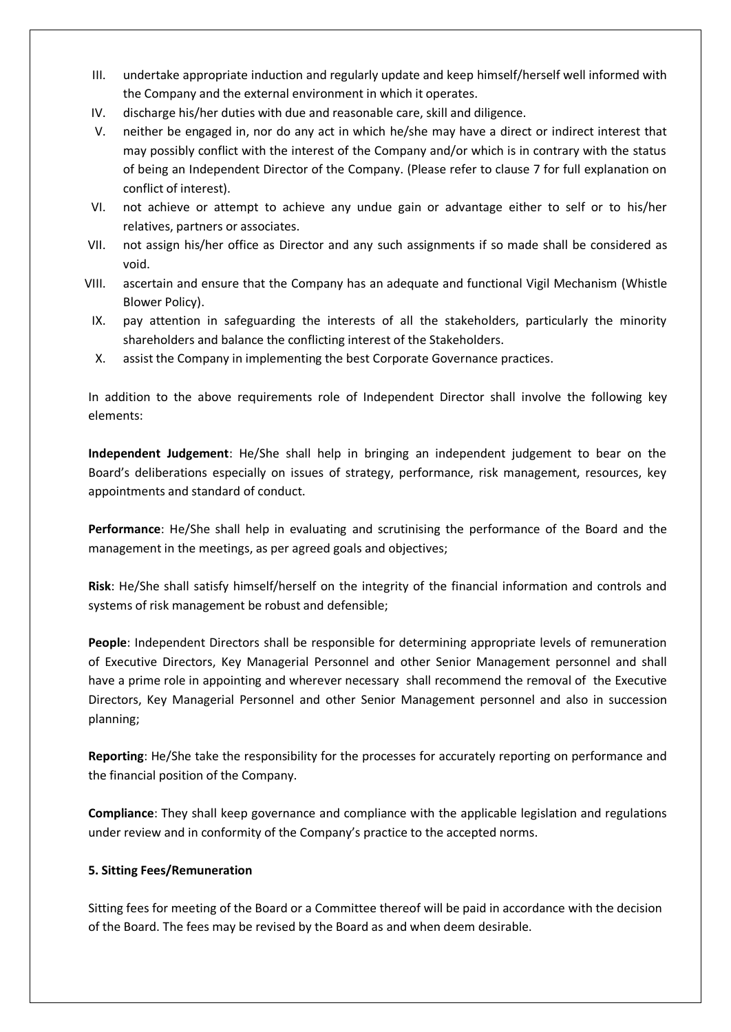III. undertake appropriate induction and regularly update and keep himself/herself well informed with the Company and the external environment in which it operates.

IV. discharge his/her duties with due and reasonable care, skill and diligence.

V. neither be engaged in, nor do any act in which he/she may have a direct or indirect interest that may possibly conflict with the interest of the Company and/or which is in contrary with the status of being an Independent Director of the Company. (Please refer to clause 7 for full explanation on conflict of interest).

VI. not achieve or attempt to achieve any undue gain or advantage either to self or to his/her relatives, partners or associates.

VII. not assign his/her office as Director and any such assignments if so made shall be considered as void.

VIII. ascertain and ensure that the Company has an adequate and functional Vigil Mechanism (Whistle Blower Policy).

IX. pay attention in safeguarding the interests of all the stakeholders, particularly the minority shareholders and balance the conflicting interest of the Stakeholders.

X. assist the Company in implementing the best Corporate Governance practices.

In addition to the above requirements role of Independent Director shall involve the following key elements:

**Independent Judgement**: He/She shall help in bringing an independent judgement to bear on the Board's deliberations especially on issues of strategy, performance, risk management, resources, key appointments and standard of conduct.

**Performance**: He/She shall help in evaluating and scrutinising the performance of the Board and the management in the meetings, as per agreed goals and objectives;

**Risk**: He/She shall satisfy himself/herself on the integrity of the financial information and controls and systems of risk management be robust and defensible;

**People**: Independent Directors shall be responsible for determining appropriate levels of remuneration of Executive Directors, Key Managerial Personnel and other Senior Management personnel and shall have a prime role in appointing and wherever necessary shall recommend the removal of the Executive Directors, Key Managerial Personnel and other Senior Management personnel and also in succession planning;

**Reporting**: He/She take the responsibility for the processes for accurately reporting on performance and the financial position of the Company.

**Compliance**: They shall keep governance and compliance with the applicable legislation and regulations under review and in conformity of the Company's practice to the accepted norms.

**5. Sitting Fees/Remuneration**

Sitting fees for meeting of the Board or a Committee thereof will be paid in accordance with the decision of the Board. The fees may be revised by the Board as and when deem desirable.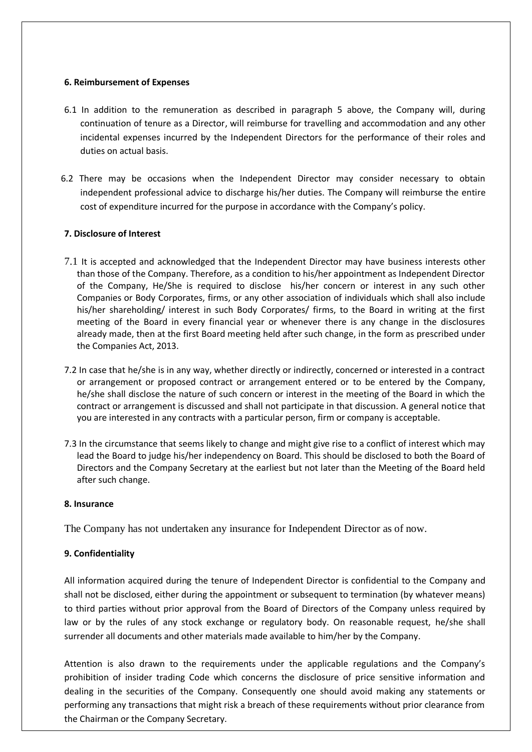**6. Reimbursement of Expenses**

6.1 In addition to the remuneration as described in paragraph 5 above, the Company will, during continuation of tenure as a Director, will reimburse for travelling and accommodation and any other incidental expenses incurred by the Independent Directors for the performance of their roles and duties on actual basis.

6.2 There may be occasions when the Independent Director may consider necessary to obtain independent professional advice to discharge his/her duties. The Company will reimburse the entire cost of expenditure incurred for the purpose in accordance with the Company's policy.

**7. Disclosure of Interest**

7.1 It is accepted and acknowledged that the Independent Director may have business interests other than those of the Company. Therefore, as a condition to his/her appointment as Independent Director of the Company, He/She is required to disclose his/her concern or interest in any such other Companies or Body Corporates, firms, or any other association of individuals which shall also include his/her shareholding/ interest in such Body Corporates/ firms, to the Board in writing at the first meeting of the Board in every financial year or whenever there is any change in the disclosures already made, then at the first Board meeting held after such change, in the form as prescribed under the Companies Act, 2013.

7.2 In case that he/she is in any way, whether directly or indirectly, concerned or interested in a contract or arrangement or proposed contract or arrangement entered or to be entered by the Company, he/she shall disclose the nature of such concern or interest in the meeting of the Board in which the contract or arrangement is discussed and shall not participate in that discussion. A general notice that you are interested in any contracts with a particular person, firm or company is acceptable.

7.3 In the circumstance that seems likely to change and might give rise to a conflict of interest which may lead the Board to judge his/her independency on Board. This should be disclosed to both the Board of Directors and the Company Secretary at the earliest but not later than the Meeting of the Board held after such change.

**8. Insurance**

The Company has not undertaken any insurance for Independent Director as of now.

**9. Confidentiality**

All information acquired during the tenure of Independent Director is confidential to the Company and shall not be disclosed, either during the appointment or subsequent to termination (by whatever means) to third parties without prior approval from the Board of Directors of the Company unless required by law or by the rules of any stock exchange or regulatory body. On reasonable request, he/she shall surrender all documents and other materials made available to him/her by the Company.

Attention is also drawn to the requirements under the applicable regulations and the Company's prohibition of insider trading Code which concerns the disclosure of price sensitive information and dealing in the securities of the Company. Consequently one should avoid making any statements or performing any transactions that might risk a breach of these requirements without prior clearance from the Chairman or the Company Secretary.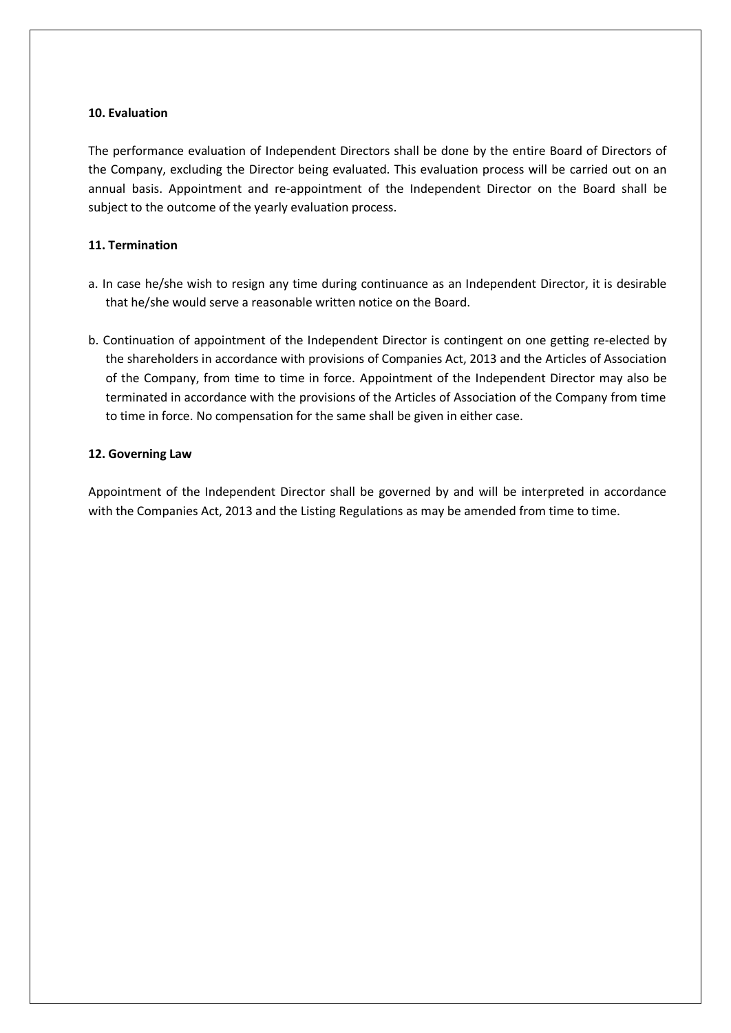**10. Evaluation**

The performance evaluation of Independent Directors shall be done by the entire Board of Directors of the Company, excluding the Director being evaluated. This evaluation process will be carried out on an annual basis. Appointment and re-appointment of the Independent Director on the Board shall be subject to the outcome of the yearly evaluation process.

**11. Termination**

a. In case he/she wish to resign any time during continuance as an Independent Director, it is desirable that he/she would serve a reasonable written notice on the Board.

b. Continuation of appointment of the Independent Director is contingent on one getting re-elected by the shareholders in accordance with provisions of Companies Act, 2013 and the Articles of Association of the Company, from time to time in force. Appointment of the Independent Director may also be terminated in accordance with the provisions of the Articles of Association of the Company from time to time in force. No compensation for the same shall be given in either case.

**12. Governing Law**

Appointment of the Independent Director shall be governed by and will be interpreted in accordance with the Companies Act, 2013 and the Listing Regulations as may be amended from time to time.